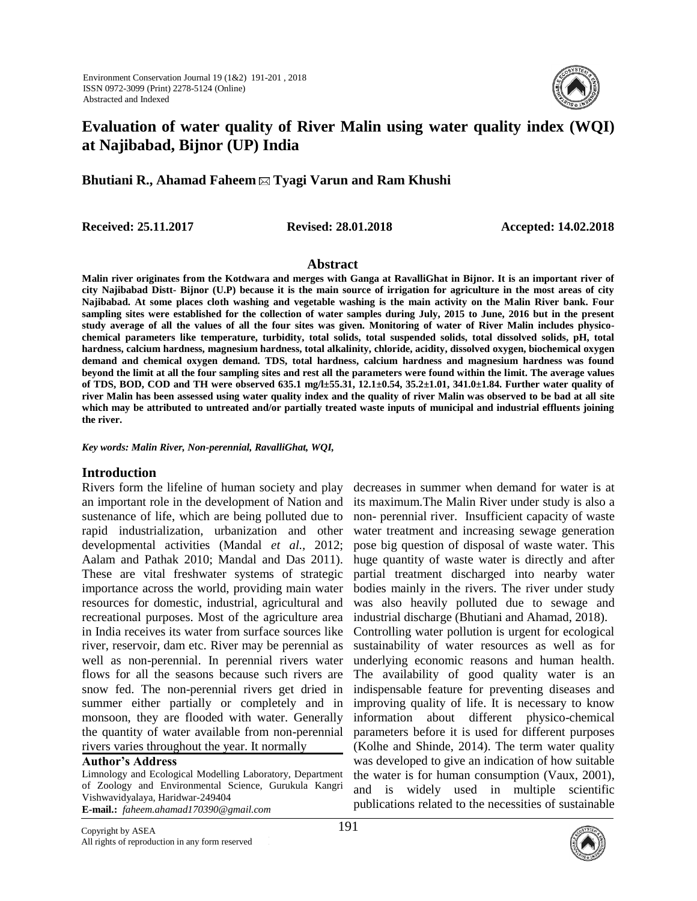# Evaluation of water quality of River Malin using water quality index (WQI) at Najibabad, Bijnor (UP) India

**Bhutiani R., Ahamad Faheem ✉ Tyagi Varun and Ram Khushi**

**Received: 25.11.2017** **Revised: 28.01.2018** **Accepted: 14.02.2018**

## Abstract

**Malin river originates from the Kotdwara and merges with Ganga at RavalliGhat in Bijnor. It is an important river of city Najibabad Distt- Bijnor (U.P) because it is the main source of irrigation for agriculture in the most areas of city Najibabad. At some places cloth washing and vegetable washing is the main activity on the Malin River bank. Four sampling sites were established for the collection of water samples during July, 2015 to June, 2016 but in the present study average of all the values of all the four sites was given. Monitoring of water of River Malin includes physico-chemical parameters like temperature, turbidity, total solids, total suspended solids, total dissolved solids, pH, total hardness, calcium hardness, magnesium hardness, total alkalinity, chloride, acidity, dissolved oxygen, biochemical oxygen demand and chemical oxygen demand. TDS, total hardness, calcium hardness and magnesium hardness was found beyond the limit at all the four sampling sites and rest all the parameters were found within the limit. The average values of TDS, BOD, COD and TH were observed 635.1 mg/l±55.31, 12.1±0.54, 35.2±1.01, 341.0±1.84. Further water quality of river Malin has been assessed using water quality index and the quality of river Malin was observed to be bad at all site which may be attributed to untreated and/or partially treated waste inputs of municipal and industrial effluents joining the river.**

***Key words: Malin River, Non-perennial, RavalliGhat, WQI,***

## Introduction

Rivers form the lifeline of human society and play an important role in the development of Nation and sustenance of life, which are being polluted due to rapid industrialization, urbanization and other developmental activities (Mandal *et al.,* 2012; Aalam and Pathak 2010; Mandal and Das 2011). These are vital freshwater systems of strategic importance across the world, providing main water resources for domestic, industrial, agricultural and recreational purposes. Most of the agriculture area in India receives its water from surface sources like river, reservoir, dam etc. River may be perennial as well as non-perennial. In perennial rivers water flows for all the seasons because such rivers are snow fed. The non-perennial rivers get dried in summer either partially or completely and in monsoon, they are flooded with water. Generally the quantity of water available from non-perennial rivers varies throughout the year. It normally decreases in summer when demand for water is at its maximum.The Malin River under study is also a non- perennial river. Insufficient capacity of waste water treatment and increasing sewage generation pose big question of disposal of waste water. This huge quantity of waste water is directly and after partial treatment discharged into nearby water bodies mainly in the rivers. The river under study was also heavily polluted due to sewage and industrial discharge (Bhutiani and Ahamad, 2018).

Controlling water pollution is urgent for ecological sustainability of water resources as well as for underlying economic reasons and human health. The availability of good quality water is an indispensable feature for preventing diseases and improving quality of life. It is necessary to know information about different physico-chemical parameters before it is used for different purposes (Kolhe and Shinde, 2014). The term water quality was developed to give an indication of how suitable the water is for human consumption (Vaux, 2001), and is widely used in multiple scientific publications related to the necessities of sustainable

**Author's Address**

Limnology and Ecological Modelling Laboratory, Department of Zoology and Environmental Science, Gurukula Kangri Vishwavidyalaya, Haridwar-249404

**E-mail.:** *faheem.ahamad170390@gmail.com*

Copyright by ASEA
All rights of reproduction in any form reserved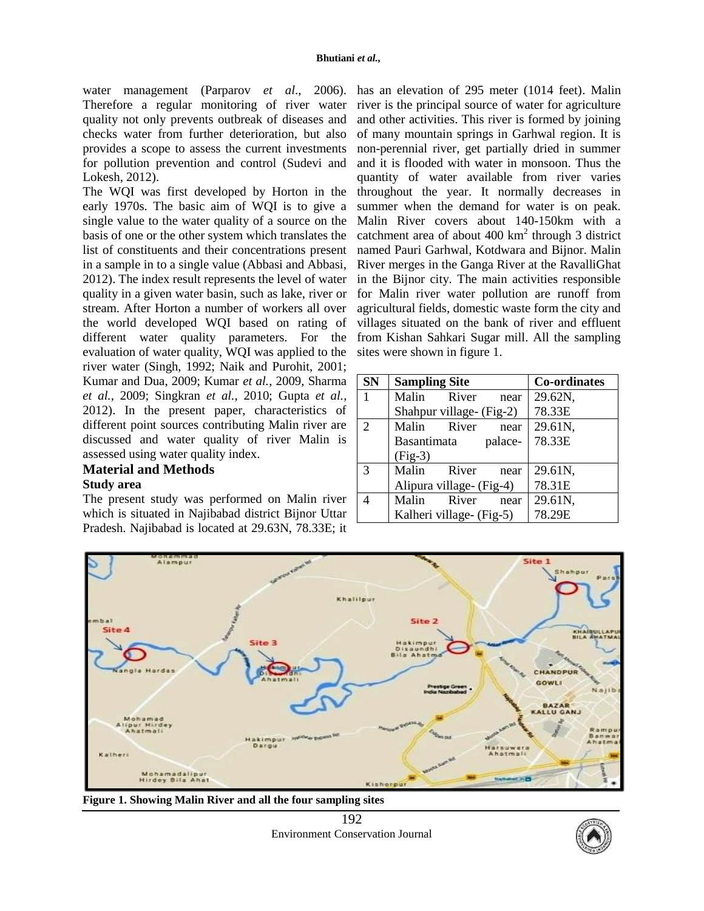water management (Parparov *et al*., 2006). Therefore a regular monitoring of river water quality not only prevents outbreak of diseases and checks water from further deterioration, but also provides a scope to assess the current investments for pollution prevention and control (Sudevi and Lokesh, 2012).

The WQI was first developed by Horton in the early 1970s. The basic aim of WQI is to give a single value to the water quality of a source on the basis of one or the other system which translates the list of constituents and their concentrations present in a sample in to a single value (Abbasi and Abbasi, 2012). The index result represents the level of water quality in a given water basin, such as lake, river or stream. After Horton a number of workers all over the world developed WQI based on rating of different water quality parameters. For the evaluation of water quality, WQI was applied to the river water (Singh, 1992; Naik and Purohit, 2001; Kumar and Dua, 2009; Kumar *et al.*, 2009, Sharma *et al.*, 2009; Singkran *et al.*, 2010; Gupta *et al.*, 2012). In the present paper, characteristics of different point sources contributing Malin river are discussed and water quality of river Malin is assessed using water quality index.

## Material and Methods

### Study area

The present study was performed on Malin river which is situated in Najibabad district Bijnor Uttar Pradesh. Najibabad is located at 29.63N, 78.33E; it has an elevation of 295 meter (1014 feet). Malin river is the principal source of water for agriculture and other activities. This river is formed by joining of many mountain springs in Garhwal region. It is non-perennial river, get partially dried in summer and it is flooded with water in monsoon. Thus the quantity of water available from river varies throughout the year. It normally decreases in summer when the demand for water is on peak. Malin River covers about 140-150km with a catchment area of about 400 km$^2$ through 3 district named Pauri Garhwal, Kotdwara and Bijnor. Malin River merges in the Ganga River at the RavalliGhat in the Bijnor city. The main activities responsible for Malin river water pollution are runoff from agricultural fields, domestic waste form the city and villages situated on the bank of river and effluent from Kishan Sahkari Sugar mill. All the sampling sites were shown in figure 1.

| SN | Sampling Site | Co-ordinates |
|---|---|---|
| 1 | Malin River near Shahpur village- (Fig-2) | 29.62N, 78.33E |
| 2 | Malin River near Basantimata palace- (Fig-3) | 29.61N, 78.33E |
| 3 | Malin River near Alipura village- (Fig-4) | 29.61N, 78.31E |
| 4 | Malin River near Kalheri village- (Fig-5) | 29.61N, 78.29E |

**Figure 1. Showing Malin River and all the four sampling sites**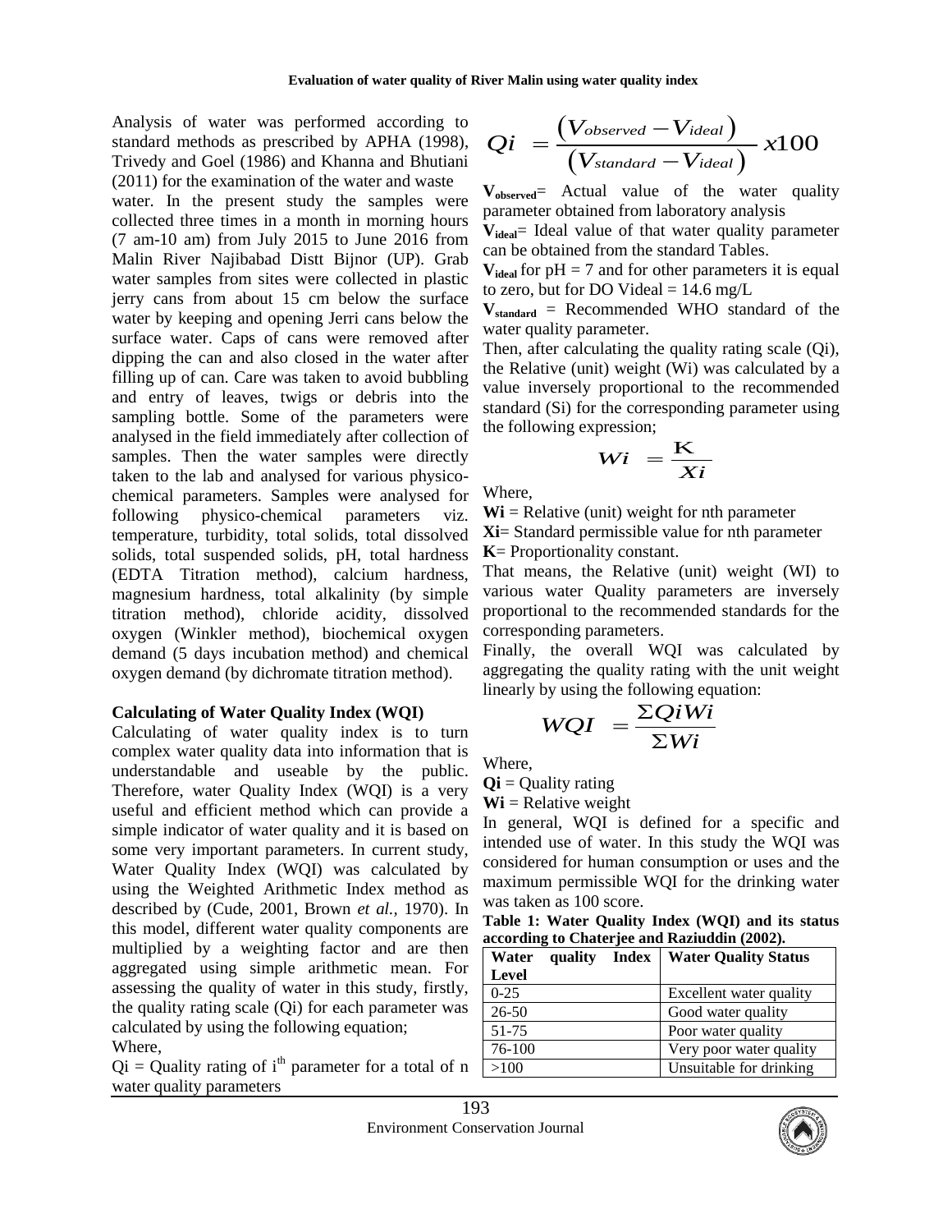Analysis of water was performed according to standard methods as prescribed by APHA (1998), Trivedy and Goel (1986) and Khanna and Bhutiani (2011) for the examination of the water and waste water. In the present study the samples were collected three times in a month in morning hours (7 am-10 am) from July 2015 to June 2016 from Malin River Najibabad Distt Bijnor (UP). Grab water samples from sites were collected in plastic jerry cans from about 15 cm below the surface water by keeping and opening Jerri cans below the surface water. Caps of cans were removed after dipping the can and also closed in the water after filling up of can. Care was taken to avoid bubbling and entry of leaves, twigs or debris into the sampling bottle. Some of the parameters were analysed in the field immediately after collection of samples. Then the water samples were directly taken to the lab and analysed for various physico-chemical parameters. Samples were analysed for following physico-chemical parameters viz. temperature, turbidity, total solids, total dissolved solids, total suspended solids, pH, total hardness (EDTA Titration method), calcium hardness, magnesium hardness, total alkalinity (by simple titration method), chloride acidity, dissolved oxygen (Winkler method), biochemical oxygen demand (5 days incubation method) and chemical oxygen demand (by dichromate titration method).

### Calculating of Water Quality Index (WQI)

Calculating of water quality index is to turn complex water quality data into information that is understandable and useable by the public. Therefore, water Quality Index (WQI) is a very useful and efficient method which can provide a simple indicator of water quality and it is based on some very important parameters. In current study, Water Quality Index (WQI) was calculated by using the Weighted Arithmetic Index method as described by (Cude, 2001, Brown *et al.,* 1970). In this model, different water quality components are multiplied by a weighting factor and are then aggregated using simple arithmetic mean. For assessing the quality of water in this study, firstly, the quality rating scale (Qi) for each parameter was calculated by using the following equation;

Where,

Qi = Quality rating of $i^{th}$ parameter for a total of n water quality parameters

$$Qi = \frac{(V_{observed} - V_{ideal})}{(V_{standard} - V_{ideal})} x100$$

**$V_{observed}$**= Actual value of the water quality parameter obtained from laboratory analysis

**$V_{ideal}$**= Ideal value of that water quality parameter can be obtained from the standard Tables.

**$V_{ideal}$** for pH = 7 and for other parameters it is equal to zero, but for DO Videal = 14.6 mg/L

**$V_{standard}$** = Recommended WHO standard of the water quality parameter.

Then, after calculating the quality rating scale (Qi), the Relative (unit) weight (Wi) was calculated by a value inversely proportional to the recommended standard (Si) for the corresponding parameter using the following expression;

$$Wi = \frac{K}{Xi}$$

Where,

**Wi** = Relative (unit) weight for nth parameter

**Xi**= Standard permissible value for nth parameter

**K**= Proportionality constant.

That means, the Relative (unit) weight (WI) to various water Quality parameters are inversely proportional to the recommended standards for the corresponding parameters.

Finally, the overall WQI was calculated by aggregating the quality rating with the unit weight linearly by using the following equation:

$$WQI = \frac{\Sigma QiWi}{\Sigma Wi}$$

Where,

**Qi** = Quality rating

**Wi** = Relative weight

In general, WQI is defined for a specific and intended use of water. In this study the WQI was considered for human consumption or uses and the maximum permissible WQI for the drinking water was taken as 100 score.

**Table 1: Water Quality Index (WQI) and its status according to Chaterjee and Raziuddin (2002).**

| Water quality Index Level | Water Quality Status |
|---|---|
| 0-25 | Excellent water quality |
| 26-50 | Good water quality |
| 51-75 | Poor water quality |
| 76-100 | Very poor water quality |
| >100 | Unsuitable for drinking |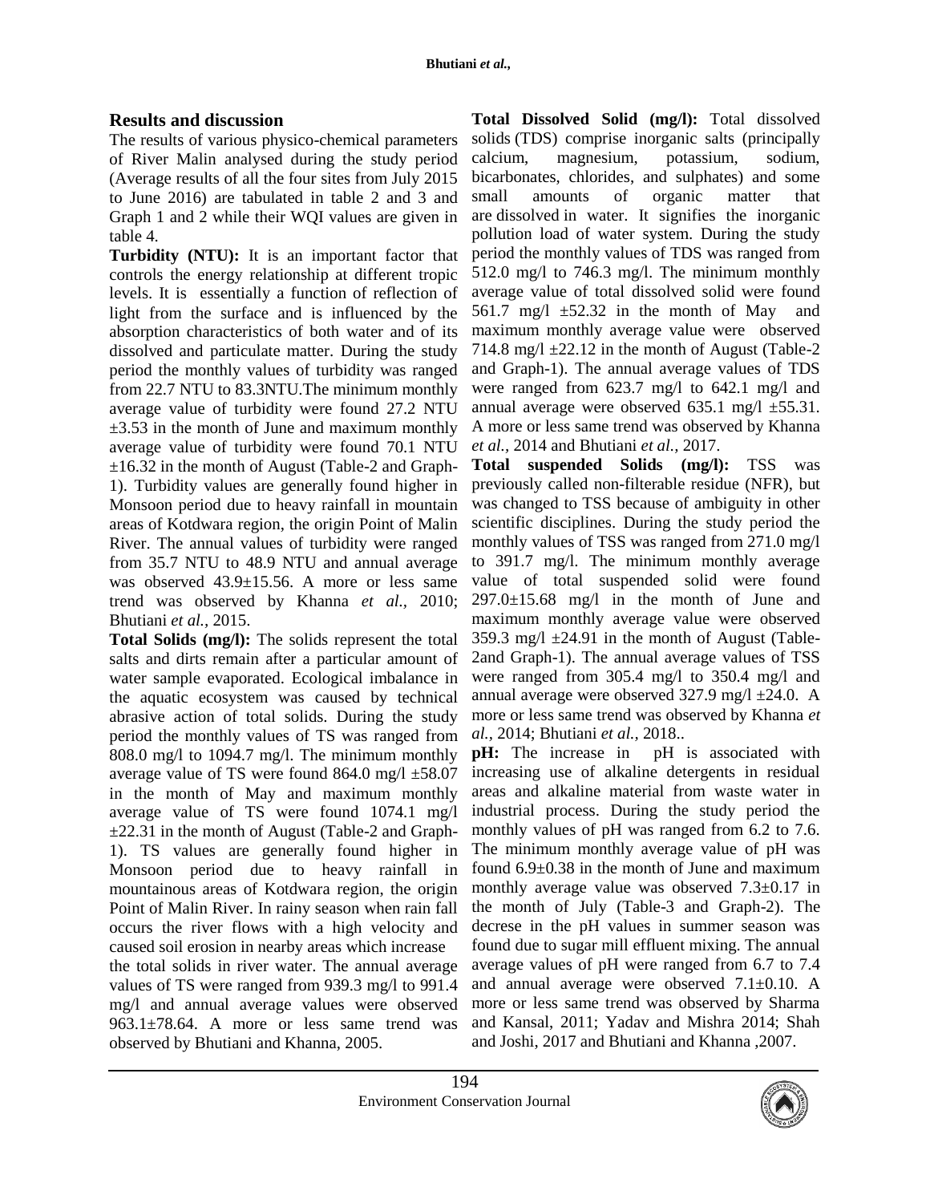## Results and discussion

The results of various physico-chemical parameters of River Malin analysed during the study period (Average results of all the four sites from July 2015 to June 2016) are tabulated in table 2 and 3 and Graph 1 and 2 while their WQI values are given in table 4.

**Turbidity (NTU):** It is an important factor that controls the energy relationship at different tropic levels. It is essentially a function of reflection of light from the surface and is influenced by the absorption characteristics of both water and of its dissolved and particulate matter. During the study period the monthly values of turbidity was ranged from 22.7 NTU to 83.3NTU.The minimum monthly average value of turbidity were found 27.2 NTU ±3.53 in the month of June and maximum monthly average value of turbidity were found 70.1 NTU ±16.32 in the month of August (Table-2 and Graph-1). Turbidity values are generally found higher in Monsoon period due to heavy rainfall in mountain areas of Kotdwara region, the origin Point of Malin River. The annual values of turbidity were ranged from 35.7 NTU to 48.9 NTU and annual average was observed 43.9±15.56. A more or less same trend was observed by Khanna *et al.,* 2010; Bhutiani *et al.,* 2015.

**Total Solids (mg/l):** The solids represent the total salts and dirts remain after a particular amount of water sample evaporated. Ecological imbalance in the aquatic ecosystem was caused by technical abrasive action of total solids. During the study period the monthly values of TS was ranged from 808.0 mg/l to 1094.7 mg/l. The minimum monthly average value of TS were found 864.0 mg/l ±58.07 in the month of May and maximum monthly average value of TS were found 1074.1 mg/l ±22.31 in the month of August (Table-2 and Graph-1). TS values are generally found higher in Monsoon period due to heavy rainfall in mountainous areas of Kotdwara region, the origin Point of Malin River. In rainy season when rain fall occurs the river flows with a high velocity and caused soil erosion in nearby areas which increase the total solids in river water. The annual average values of TS were ranged from 939.3 mg/l to 991.4 mg/l and annual average values were observed 963.1±78.64. A more or less same trend was observed by Bhutiani and Khanna, 2005.

**Total Dissolved Solid (mg/l):** Total dissolved solids (TDS) comprise inorganic salts (principally calcium, magnesium, potassium, sodium, bicarbonates, chlorides, and sulphates) and some small amounts of organic matter that are dissolved in water. It signifies the inorganic pollution load of water system. During the study period the monthly values of TDS was ranged from 512.0 mg/l to 746.3 mg/l. The minimum monthly average value of total dissolved solid were found 561.7 mg/l ±52.32 in the month of May and maximum monthly average value were observed 714.8 mg/l ±22.12 in the month of August (Table-2 and Graph-1). The annual average values of TDS were ranged from 623.7 mg/l to 642.1 mg/l and annual average were observed 635.1 mg/l ±55.31. A more or less same trend was observed by Khanna *et al.,* 2014 and Bhutiani *et al.,* 2017.

**Total suspended Solids (mg/l):** TSS was previously called non-filterable residue (NFR), but was changed to TSS because of ambiguity in other scientific disciplines. During the study period the monthly values of TSS was ranged from 271.0 mg/l to 391.7 mg/l. The minimum monthly average value of total suspended solid were found 297.0±15.68 mg/l in the month of June and maximum monthly average value were observed 359.3 mg/l ±24.91 in the month of August (Table-2and Graph-1). The annual average values of TSS were ranged from 305.4 mg/l to 350.4 mg/l and annual average were observed 327.9 mg/l ±24.0. A more or less same trend was observed by Khanna *et al.,* 2014; Bhutiani *et al.,* 2018..

**pH:** The increase in pH is associated with increasing use of alkaline detergents in residual areas and alkaline material from waste water in industrial process. During the study period the monthly values of pH was ranged from 6.2 to 7.6. The minimum monthly average value of pH was found 6.9±0.38 in the month of June and maximum monthly average value was observed 7.3±0.17 in the month of July (Table-3 and Graph-2). The decrease in the pH values in summer season was found due to sugar mill effluent mixing. The annual average values of pH were ranged from 6.7 to 7.4 and annual average were observed 7.1±0.10. A more or less same trend was observed by Sharma and Kansal, 2011; Yadav and Mishra 2014; Shah and Joshi, 2017 and Bhutiani and Khanna ,2007.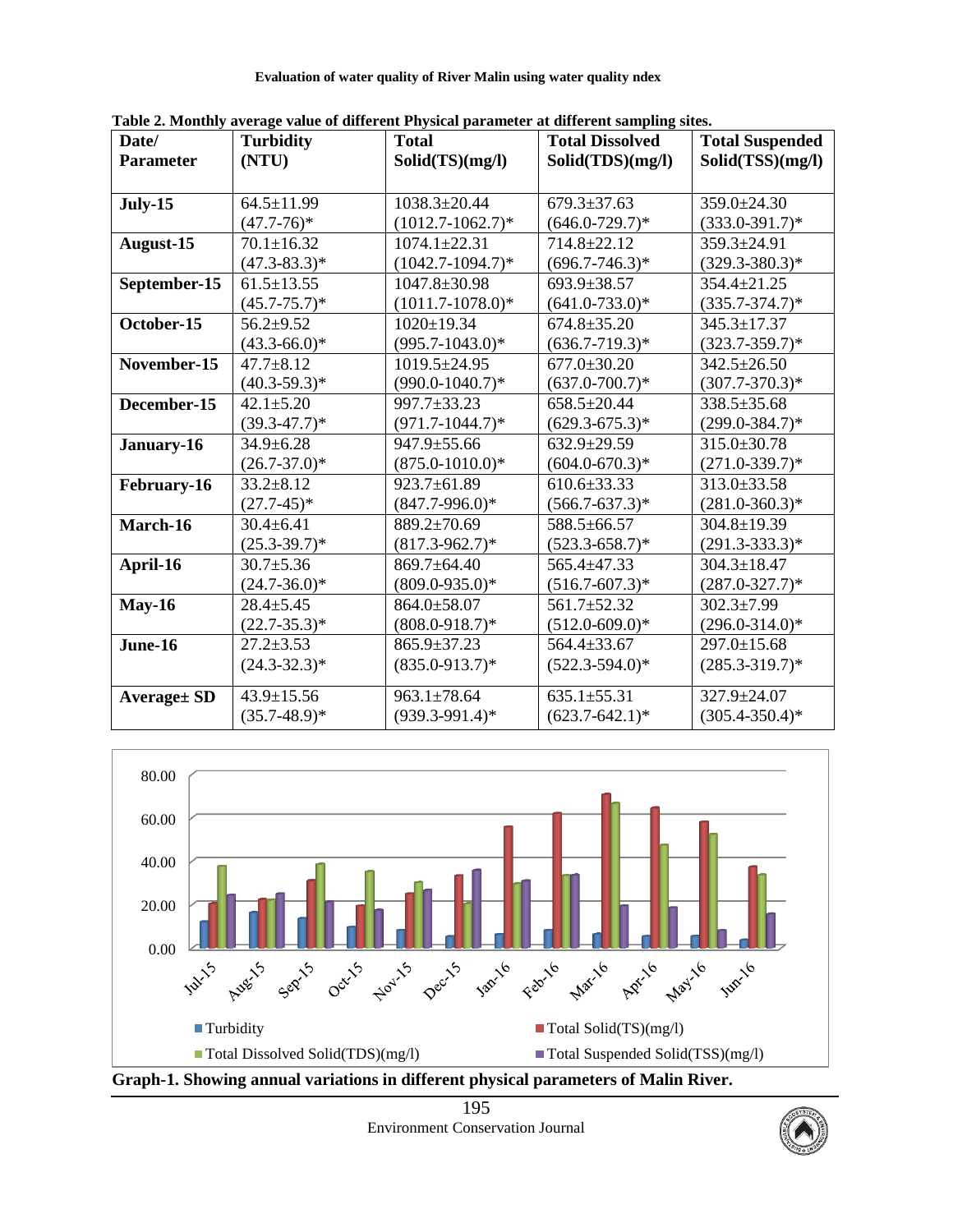**Table 2. Monthly average value of different Physical parameter at different sampling sites.**

| Date/ Parameter | Turbidity (NTU) | Total Solid(TS)(mg/l) | Total Dissolved Solid(TDS)(mg/l) | Total Suspended Solid(TSS)(mg/l) |
|---|---|---|---|---|
| **July-15** | 64.5±11.99 (47.7-76)* | 1038.3±20.44 (1012.7-1062.7)* | 679.3±37.63 (646.0-729.7)* | 359.0±24.30 (333.0-391.7)* |
| **August-15** | 70.1±16.32 (47.3-83.3)* | 1074.1±22.31 (1042.7-1094.7)* | 714.8±22.12 (696.7-746.3)* | 359.3±24.91 (329.3-380.3)* |
| **September-15** | 61.5±13.55 (45.7-75.7)* | 1047.8±30.98 (1011.7-1078.0)* | 693.9±38.57 (641.0-733.0)* | 354.4±21.25 (335.7-374.7)* |
| **October-15** | 56.2±9.52 (43.3-66.0)* | 1020±19.34 (995.7-1043.0)* | 674.8±35.20 (636.7-719.3)* | 345.3±17.37 (323.7-359.7)* |
| **November-15** | 47.7±8.12 (40.3-59.3)* | 1019.5±24.95 (990.0-1040.7)* | 677.0±30.20 (637.0-700.7)* | 342.5±26.50 (307.7-370.3)* |
| **December-15** | 42.1±5.20 (39.3-47.7)* | 997.7±33.23 (971.7-1044.7)* | 658.5±20.44 (629.3-675.3)* | 338.5±35.68 (299.0-384.7)* |
| **January-16** | 34.9±6.28 (26.7-37.0)* | 947.9±55.66 (875.0-1010.0)* | 632.9±29.59 (604.0-670.3)* | 315.0±30.78 (271.0-339.7)* |
| **February-16** | 33.2±8.12 (27.7-45)* | 923.7±61.89 (847.7-996.0)* | 610.6±33.33 (566.7-637.3)* | 313.0±33.58 (281.0-360.3)* |
| **March-16** | 30.4±6.41 (25.3-39.7)* | 889.2±70.69 (817.3-962.7)* | 588.5±66.57 (523.3-658.7)* | 304.8±19.39 (291.3-333.3)* |
| **April-16** | 30.7±5.36 (24.7-36.0)* | 869.7±64.40 (809.0-935.0)* | 565.4±47.33 (516.7-607.3)* | 304.3±18.47 (287.0-327.7)* |
| **May-16** | 28.4±5.45 (22.7-35.3)* | 864.0±58.07 (808.0-918.7)* | 561.7±52.32 (512.0-609.0)* | 302.3±7.99 (296.0-314.0)* |
| **June-16** | 27.2±3.53 (24.3-32.3)* | 865.9±37.23 (835.0-913.7)* | 564.4±33.67 (522.3-594.0)* | 297.0±15.68 (285.3-319.7)* |
| **Average± SD** | 43.9±15.56 (35.7-48.9)* | 963.1±78.64 (939.3-991.4)* | 635.1±55.31 (623.7-642.1)* | 327.9±24.07 (305.4-350.4)* |

**Graph-1. Showing annual variations in different physical parameters of Malin River.**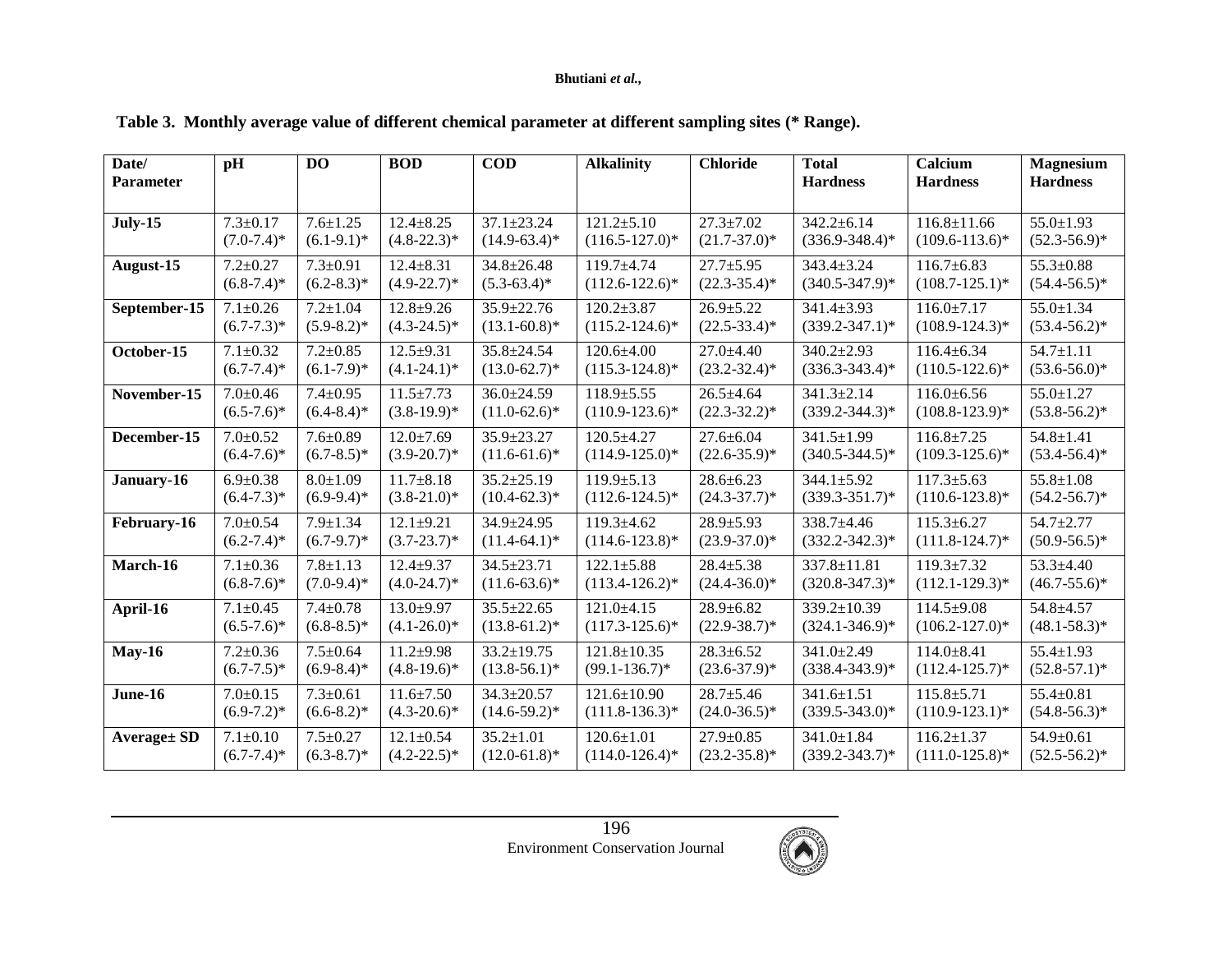**Table 3. Monthly average value of different chemical parameter at different sampling sites (* Range).**

| Date/ Parameter | pH | DO | BOD | COD | Alkalinity | Chloride | Total Hardness | Calcium Hardness | Magnesium Hardness |
|---|---|---|---|---|---|---|---|---|---|
| **July-15** | 7.3±0.17 (7.0-7.4)* | 7.6±1.25 (6.1-9.1)* | 12.4±8.25 (4.8-22.3)* | 37.1±23.24 (14.9-63.4)* | 121.2±5.10 (116.5-127.0)* | 27.3±7.02 (21.7-37.0)* | 342.2±6.14 (336.9-348.4)* | 116.8±11.66 (109.6-113.6)* | 55.0±1.93 (52.3-56.9)* |
| **August-15** | 7.2±0.27 (6.8-7.4)* | 7.3±0.91 (6.2-8.3)* | 12.4±8.31 (4.9-22.7)* | 34.8±26.48 (5.3-63.4)* | 119.7±4.74 (112.6-122.6)* | 27.7±5.95 (22.3-35.4)* | 343.4±3.24 (340.5-347.9)* | 116.7±6.83 (108.7-125.1)* | 55.3±0.88 (54.4-56.5)* |
| **September-15** | 7.1±0.26 (6.7-7.3)* | 7.2±1.04 (5.9-8.2)* | 12.8±9.26 (4.3-24.5)* | 35.9±22.76 (13.1-60.8)* | 120.2±3.87 (115.2-124.6)* | 26.9±5.22 (22.5-33.4)* | 341.4±3.93 (339.2-347.1)* | 116.0±7.17 (108.9-124.3)* | 55.0±1.34 (53.4-56.2)* |
| **October-15** | 7.1±0.32 (6.7-7.4)* | 7.2±0.85 (6.1-7.9)* | 12.5±9.31 (4.1-24.1)* | 35.8±24.54 (13.0-62.7)* | 120.6±4.00 (115.3-124.8)* | 27.0±4.40 (23.2-32.4)* | 340.2±2.93 (336.3-343.4)* | 116.4±6.34 (110.5-122.6)* | 54.7±1.11 (53.6-56.0)* |
| **November-15** | 7.0±0.46 (6.5-7.6)* | 7.4±0.95 (6.4-8.4)* | 11.5±7.73 (3.8-19.9)* | 36.0±24.59 (11.0-62.6)* | 118.9±5.55 (110.9-123.6)* | 26.5±4.64 (22.3-32.2)* | 341.3±2.14 (339.2-344.3)* | 116.0±6.56 (108.8-123.9)* | 55.0±1.27 (53.8-56.2)* |
| **December-15** | 7.0±0.52 (6.4-7.6)* | 7.6±0.89 (6.7-8.5)* | 12.0±7.69 (3.9-20.7)* | 35.9±23.27 (11.6-61.6)* | 120.5±4.27 (114.9-125.0)* | 27.6±6.04 (22.6-35.9)* | 341.5±1.99 (340.5-344.5)* | 116.8±7.25 (109.3-125.6)* | 54.8±1.41 (53.4-56.4)* |
| **January-16** | 6.9±0.38 (6.4-7.3)* | 8.0±1.09 (6.9-9.4)* | 11.7±8.18 (3.8-21.0)* | 35.2±25.19 (10.4-62.3)* | 119.9±5.13 (112.6-124.5)* | 28.6±6.23 (24.3-37.7)* | 344.1±5.92 (339.3-351.7)* | 117.3±5.63 (110.6-123.8)* | 55.8±1.08 (54.2-56.7)* |
| **February-16** | 7.0±0.54 (6.2-7.4)* | 7.9±1.34 (6.7-9.7)* | 12.1±9.21 (3.7-23.7)* | 34.9±24.95 (11.4-64.1)* | 119.3±4.62 (114.6-123.8)* | 28.9±5.93 (23.9-37.0)* | 338.7±4.46 (332.2-342.3)* | 115.3±6.27 (111.8-124.7)* | 54.7±2.77 (50.9-56.5)* |
| **March-16** | 7.1±0.36 (6.8-7.6)* | 7.8±1.13 (7.0-9.4)* | 12.4±9.37 (4.0-24.7)* | 34.5±23.71 (11.6-63.6)* | 122.1±5.88 (113.4-126.2)* | 28.4±5.38 (24.4-36.0)* | 337.8±11.81 (320.8-347.3)* | 119.3±7.32 (112.1-129.3)* | 53.3±4.40 (46.7-55.6)* |
| **April-16** | 7.1±0.45 (6.5-7.6)* | 7.4±0.78 (6.8-8.5)* | 13.0±9.97 (4.1-26.0)* | 35.5±22.65 (13.8-61.2)* | 121.0±4.15 (117.3-125.6)* | 28.9±6.82 (22.9-38.7)* | 339.2±10.39 (324.1-346.9)* | 114.5±9.08 (106.2-127.0)* | 54.8±4.57 (48.1-58.3)* |
| **May-16** | 7.2±0.36 (6.7-7.5)* | 7.5±0.64 (6.9-8.4)* | 11.2±9.98 (4.8-19.6)* | 33.2±19.75 (13.8-56.1)* | 121.8±10.35 (99.1-136.7)* | 28.3±6.52 (23.6-37.9)* | 341.0±2.49 (338.4-343.9)* | 114.0±8.41 (112.4-125.7)* | 55.4±1.93 (52.8-57.1)* |
| **June-16** | 7.0±0.15 (6.9-7.2)* | 7.3±0.61 (6.6-8.2)* | 11.6±7.50 (4.3-20.6)* | 34.3±20.57 (14.6-59.2)* | 121.6±10.90 (111.8-136.3)* | 28.7±5.46 (24.0-36.5)* | 341.6±1.51 (339.5-343.0)* | 115.8±5.71 (110.9-123.1)* | 55.4±0.81 (54.8-56.3)* |
| **Average± SD** | 7.1±0.10 (6.7-7.4)* | 7.5±0.27 (6.3-8.7)* | 12.1±0.54 (4.2-22.5)* | 35.2±1.01 (12.0-61.8)* | 120.6±1.01 (114.0-126.4)* | 27.9±0.85 (23.2-35.8)* | 341.0±1.84 (339.2-343.7)* | 116.2±1.37 (111.0-125.8)* | 54.9±0.61 (52.5-56.2)* |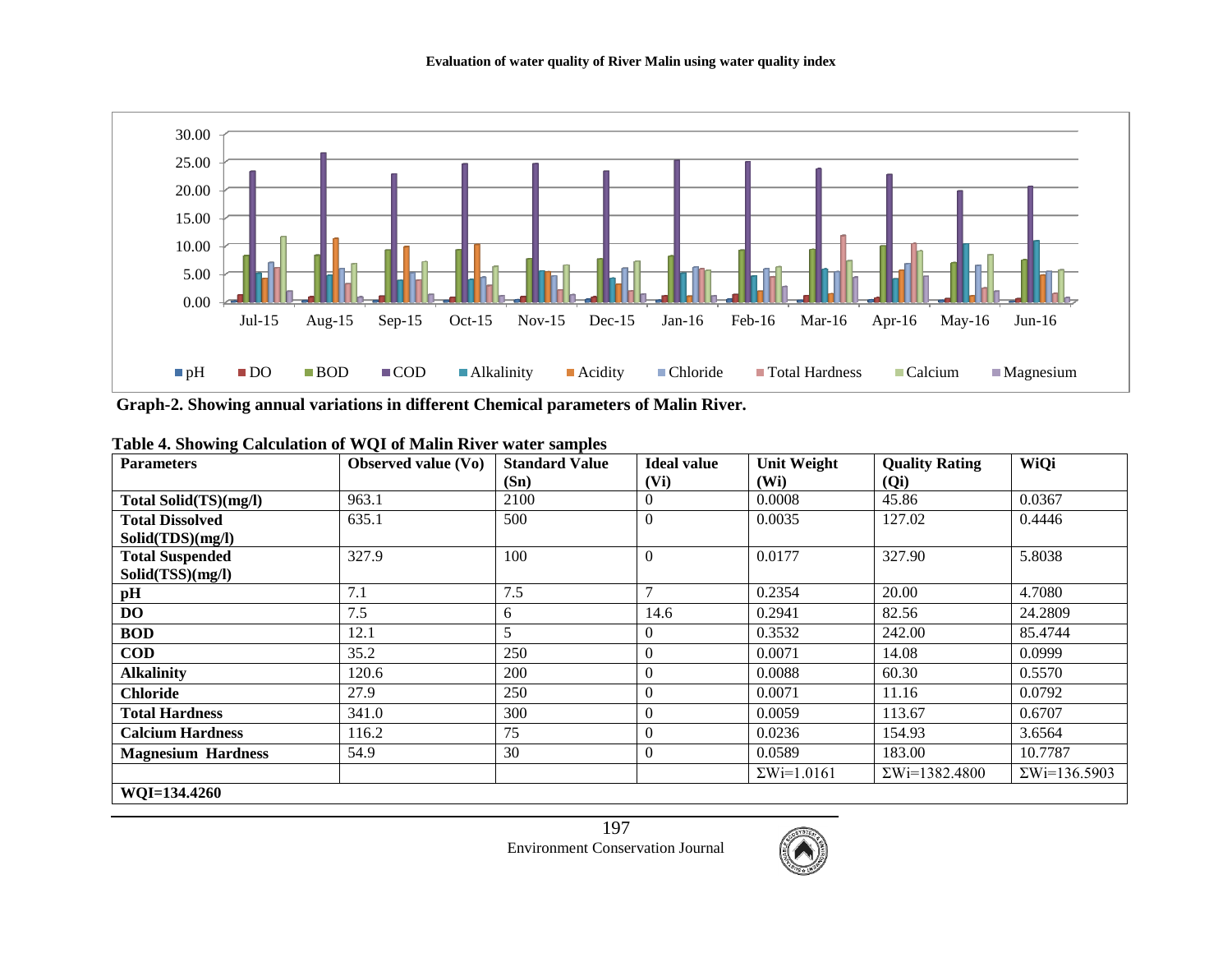Graph-2. Showing annual variations in different Chemical parameters of Malin River.

**Table 4. Showing Calculation of WQI of Malin River water samples**

| Parameters | Observed value (Vo) | Standard Value (Sn) | Ideal value (Vi) | Unit Weight (Wi) | Quality Rating (Qi) | WiQi |
|---|---|---|---|---|---|---|
| **Total Solid(TS)(mg/l)** | 963.1 | 2100 | 0 | 0.0008 | 45.86 | 0.0367 |
| **Total Dissolved Solid(TDS)(mg/l)** | 635.1 | 500 | 0 | 0.0035 | 127.02 | 0.4446 |
| **Total Suspended Solid(TSS)(mg/l)** | 327.9 | 100 | 0 | 0.0177 | 327.90 | 5.8038 |
| **pH** | 7.1 | 7.5 | 7 | 0.2354 | 20.00 | 4.7080 |
| **DO** | 7.5 | 6 | 14.6 | 0.2941 | 82.56 | 24.2809 |
| **BOD** | 12.1 | 5 | 0 | 0.3532 | 242.00 | 85.4744 |
| **COD** | 35.2 | 250 | 0 | 0.0071 | 14.08 | 0.0999 |
| **Alkalinity** | 120.6 | 200 | 0 | 0.0088 | 60.30 | 0.5570 |
| **Chloride** | 27.9 | 250 | 0 | 0.0071 | 11.16 | 0.0792 |
| **Total Hardness** | 341.0 | 300 | 0 | 0.0059 | 113.67 | 0.6707 |
| **Calcium Hardness** | 116.2 | 75 | 0 | 0.0236 | 154.93 | 3.6564 |
| **Magnesium Hardness** | 54.9 | 30 | 0 | 0.0589 | 183.00 | 10.7787 |
| | | | | ΣWi=1.0161 | ΣWi=1382.4800 | ΣWi=136.5903 |
| **WQI=134.4260** | | | | | | |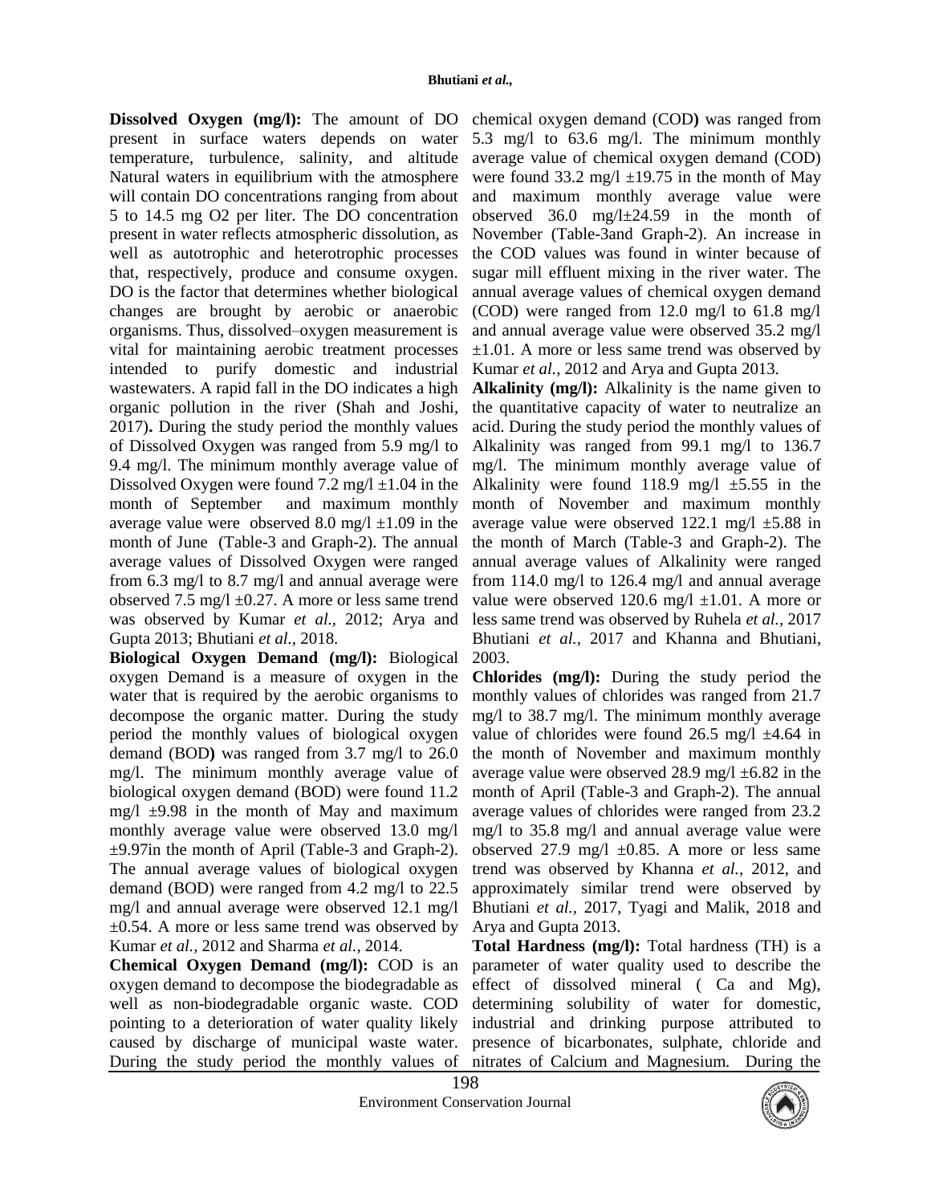**Dissolved Oxygen (mg/l):** The amount of DO present in surface waters depends on water temperature, turbulence, salinity, and altitude Natural waters in equilibrium with the atmosphere will contain DO concentrations ranging from about 5 to 14.5 mg O2 per liter. The DO concentration present in water reflects atmospheric dissolution, as well as autotrophic and heterotrophic processes that, respectively, produce and consume oxygen. DO is the factor that determines whether biological changes are brought by aerobic or anaerobic organisms. Thus, dissolved–oxygen measurement is vital for maintaining aerobic treatment processes intended to purify domestic and industrial wastewaters. A rapid fall in the DO indicates a high organic pollution in the river (Shah and Joshi, 2017)**.** During the study period the monthly values of Dissolved Oxygen was ranged from 5.9 mg/l to 9.4 mg/l. The minimum monthly average value of Dissolved Oxygen were found 7.2 mg/l ±1.04 in the month of September and maximum monthly average value were observed 8.0 mg/l ±1.09 in the month of June (Table-3 and Graph-2). The annual average values of Dissolved Oxygen were ranged from 6.3 mg/l to 8.7 mg/l and annual average were observed 7.5 mg/l ±0.27. A more or less same trend was observed by Kumar *et al.,* 2012; Arya and Gupta 2013; Bhutiani *et al.,* 2018.

**Biological Oxygen Demand (mg/l):** Biological oxygen Demand is a measure of oxygen in the water that is required by the aerobic organisms to decompose the organic matter. During the study period the monthly values of biological oxygen demand (BOD**)** was ranged from 3.7 mg/l to 26.0 mg/l. The minimum monthly average value of biological oxygen demand (BOD) were found 11.2 mg/l ±9.98 in the month of May and maximum monthly average value were observed 13.0 mg/l ±9.97in the month of April (Table-3 and Graph-2). The annual average values of biological oxygen demand (BOD) were ranged from 4.2 mg/l to 22.5 mg/l and annual average were observed 12.1 mg/l ±0.54. A more or less same trend was observed by Kumar *et al.,* 2012 and Sharma *et al.,* 2014.

**Chemical Oxygen Demand (mg/l):** COD is an oxygen demand to decompose the biodegradable as well as non-biodegradable organic waste. COD pointing to a deterioration of water quality likely caused by discharge of municipal waste water. During the study period the monthly values of chemical oxygen demand (COD**)** was ranged from 5.3 mg/l to 63.6 mg/l. The minimum monthly average value of chemical oxygen demand (COD) were found 33.2 mg/l ±19.75 in the month of May and maximum monthly average value were observed 36.0 mg/l±24.59 in the month of November (Table-3and Graph-2). An increase in the COD values was found in winter because of sugar mill effluent mixing in the river water. The annual average values of chemical oxygen demand (COD) were ranged from 12.0 mg/l to 61.8 mg/l and annual average value were observed 35.2 mg/l ±1.01. A more or less same trend was observed by Kumar *et al.,* 2012 and Arya and Gupta 2013.

**Alkalinity (mg/l):** Alkalinity is the name given to the quantitative capacity of water to neutralize an acid. During the study period the monthly values of Alkalinity was ranged from 99.1 mg/l to 136.7 mg/l. The minimum monthly average value of Alkalinity were found 118.9 mg/l ±5.55 in the month of November and maximum monthly average value were observed 122.1 mg/l ±5.88 in the month of March (Table-3 and Graph-2). The annual average values of Alkalinity were ranged from 114.0 mg/l to 126.4 mg/l and annual average value were observed 120.6 mg/l ±1.01. A more or less same trend was observed by Ruhela *et al.,* 2017 Bhutiani *et al.,* 2017 and Khanna and Bhutiani, 2003.

**Chlorides (mg/l):** During the study period the monthly values of chlorides was ranged from 21.7 mg/l to 38.7 mg/l. The minimum monthly average value of chlorides were found 26.5 mg/l ±4.64 in the month of November and maximum monthly average value were observed 28.9 mg/l ±6.82 in the month of April (Table-3 and Graph-2). The annual average values of chlorides were ranged from 23.2 mg/l to 35.8 mg/l and annual average value were observed 27.9 mg/l ±0.85. A more or less same trend was observed by Khanna *et al.,* 2012, and approximately similar trend were observed by Bhutiani *et al.,* 2017, Tyagi and Malik, 2018 and Arya and Gupta 2013.

**Total Hardness (mg/l):** Total hardness (TH) is a parameter of water quality used to describe the effect of dissolved mineral ( Ca and Mg), determining solubility of water for domestic, industrial and drinking purpose attributed to presence of bicarbonates, sulphate, chloride and nitrates of Calcium and Magnesium. During the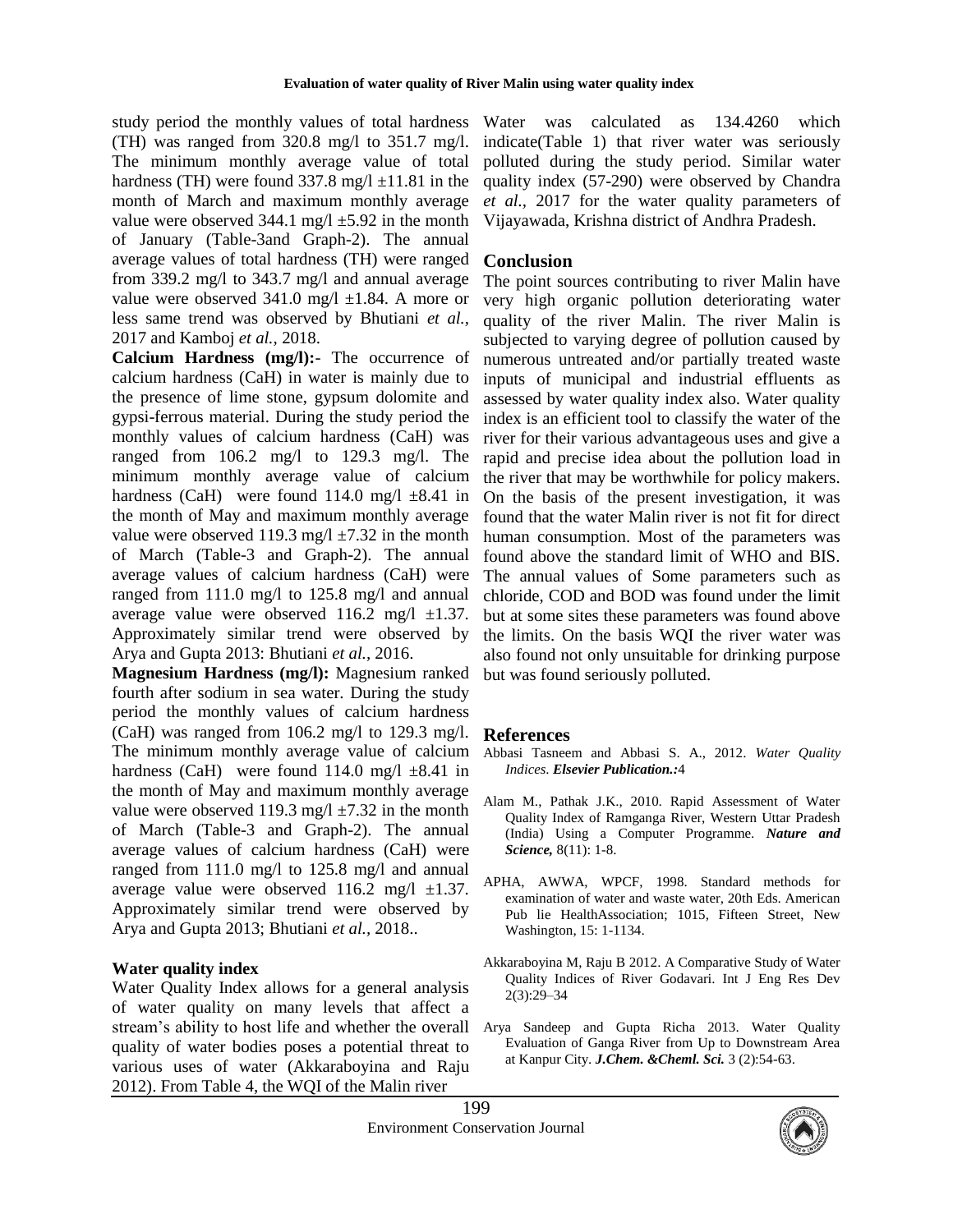study period the monthly values of total hardness (TH) was ranged from 320.8 mg/l to 351.7 mg/l. The minimum monthly average value of total hardness (TH) were found 337.8 mg/l ±11.81 in the month of March and maximum monthly average value were observed 344.1 mg/l ±5.92 in the month of January (Table-3and Graph-2). The annual average values of total hardness (TH) were ranged from 339.2 mg/l to 343.7 mg/l and annual average value were observed 341.0 mg/l ±1.84. A more or less same trend was observed by Bhutiani *et al.,* 2017 and Kamboj *et al.,* 2018.

**Calcium Hardness (mg/l):-** The occurrence of calcium hardness (CaH) in water is mainly due to the presence of lime stone, gypsum dolomite and gypsi-ferrous material. During the study period the monthly values of calcium hardness (CaH) was ranged from 106.2 mg/l to 129.3 mg/l. The minimum monthly average value of calcium hardness (CaH) were found 114.0 mg/l ±8.41 in the month of May and maximum monthly average value were observed 119.3 mg/l ±7.32 in the month of March (Table-3 and Graph-2). The annual average values of calcium hardness (CaH) were ranged from 111.0 mg/l to 125.8 mg/l and annual average value were observed 116.2 mg/l ±1.37. Approximately similar trend were observed by Arya and Gupta 2013: Bhutiani *et al.,* 2016.

**Magnesium Hardness (mg/l):** Magnesium ranked fourth after sodium in sea water. During the study period the monthly values of calcium hardness (CaH) was ranged from 106.2 mg/l to 129.3 mg/l. The minimum monthly average value of calcium hardness (CaH) were found 114.0 mg/l ±8.41 in the month of May and maximum monthly average value were observed 119.3 mg/l ±7.32 in the month of March (Table-3 and Graph-2). The annual average values of calcium hardness (CaH) were ranged from 111.0 mg/l to 125.8 mg/l and annual average value were observed 116.2 mg/l ±1.37. Approximately similar trend were observed by Arya and Gupta 2013; Bhutiani *et al.,* 2018..

### Water quality index

Water Quality Index allows for a general analysis of water quality on many levels that affect a stream's ability to host life and whether the overall quality of water bodies poses a potential threat to various uses of water (Akkaraboyina and Raju 2012). From Table 4, the WQI of the Malin river Water was calculated as 134.4260 which indicate(Table 1) that river water was seriously polluted during the study period. Similar water quality index (57-290) were observed by Chandra *et al.,* 2017 for the water quality parameters of Vijayawada, Krishna district of Andhra Pradesh.

## Conclusion

The point sources contributing to river Malin have very high organic pollution deteriorating water quality of the river Malin. The river Malin is subjected to varying degree of pollution caused by numerous untreated and/or partially treated waste inputs of municipal and industrial effluents as assessed by water quality index also. Water quality index is an efficient tool to classify the water of the river for their various advantageous uses and give a rapid and precise idea about the pollution load in the river that may be worthwhile for policy makers. On the basis of the present investigation, it was found that the water Malin river is not fit for direct human consumption. Most of the parameters was found above the standard limit of WHO and BIS. The annual values of Some parameters such as chloride, COD and BOD was found under the limit but at some sites these parameters was found above the limits. On the basis WQI the river water was also found not only unsuitable for drinking purpose but was found seriously polluted.

## References

Abbasi Tasneem and Abbasi S. A., 2012. *Water Quality Indices*. ***Elsevier Publication.:***4

Alam M., Pathak J.K., 2010. Rapid Assessment of Water Quality Index of Ramganga River, Western Uttar Pradesh (India) Using a Computer Programme. ***Nature and Science,*** 8(11): 1-8.

APHA, AWWA, WPCF, 1998. Standard methods for examination of water and waste water, 20th Eds. American Pub lie HealthAssociation; 1015, Fifteen Street, New Washington, 15: 1-1134.

Akkaraboyina M, Raju B 2012. A Comparative Study of Water Quality Indices of River Godavari. Int J Eng Res Dev 2(3):29–34

Arya Sandeep and Gupta Richa 2013. Water Quality Evaluation of Ganga River from Up to Downstream Area at Kanpur City. ***J.Chem. &Cheml. Sci.*** 3 (2):54-63.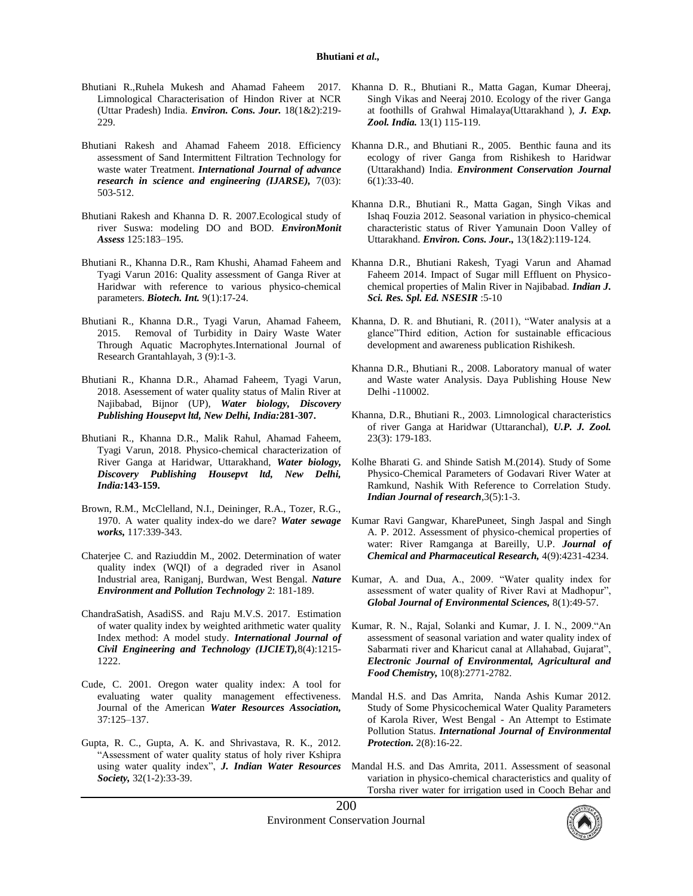Bhutiani R.,Ruhela Mukesh and Ahamad Faheem 2017. Limnological Characterisation of Hindon River at NCR (Uttar Pradesh) India. ***Environ. Cons. Jour.*** 18(1&2):219-229.

Bhutiani Rakesh and Ahamad Faheem 2018. Efficiency assessment of Sand Intermittent Filtration Technology for waste water Treatment. ***International Journal of advance research in science and engineering (IJARSE),*** 7(03): 503-512.

Bhutiani Rakesh and Khanna D. R. 2007.Ecological study of river Suswa: modeling DO and BOD. ***EnvironMonit Assess*** 125:183–195.

Bhutiani R., Khanna D.R., Ram Khushi, Ahamad Faheem and Tyagi Varun 2016: Quality assessment of Ganga River at Haridwar with reference to various physico-chemical parameters. ***Biotech. Int.*** 9(1):17-24.

Bhutiani R., Khanna D.R., Tyagi Varun, Ahamad Faheem, 2015. Removal of Turbidity in Dairy Waste Water Through Aquatic Macrophytes.International Journal of Research Grantahlayah, 3 (9):1-3.

Bhutiani R., Khanna D.R., Ahamad Faheem, Tyagi Varun, 2018. Asesement of water quality status of Malin River at Najibabad, Bijnor (UP), ***Water biology, Discovery Publishing Housepvt ltd, New Delhi, India:*****281-307.**

Bhutiani R., Khanna D.R., Malik Rahul, Ahamad Faheem, Tyagi Varun, 2018. Physico-chemical characterization of River Ganga at Haridwar, Uttarakhand, ***Water biology, Discovery Publishing Housepvt ltd, New Delhi, India:*****143-159.**

Brown, R.M., McClelland, N.I., Deininger, R.A., Tozer, R.G., 1970. A water quality index-do we dare? ***Water sewage works,*** 117:339-343.

Chaterjee C. and Raziuddin M., 2002. Determination of water quality index (WQI) of a degraded river in Asanol Industrial area, Raniganj, Burdwan, West Bengal. ***Nature Environment and Pollution Technology*** 2: 181-189.

ChandraSatish, AsadiSS. and Raju M.V.S. 2017. Estimation of water quality index by weighted arithmetic water quality Index method: A model study. ***International Journal of Civil Engineering and Technology (IJCIET),***8(4):1215-1222.

Cude, C. 2001. Oregon water quality index: A tool for evaluating water quality management effectiveness. Journal of the American ***Water Resources Association,*** 37:125–137.

Gupta, R. C., Gupta, A. K. and Shrivastava, R. K., 2012. "Assessment of water quality status of holy river Kshipra using water quality index", ***J. Indian Water Resources Society,*** 32(1-2):33-39.

Khanna D. R., Bhutiani R., Matta Gagan, Kumar Dheeraj, Singh Vikas and Neeraj 2010. Ecology of the river Ganga at foothills of Grahwal Himalaya(Uttarakhand ), ***J. Exp. Zool. India.*** 13(1) 115-119.

Khanna D.R., and Bhutiani R., 2005. Benthic fauna and its ecology of river Ganga from Rishikesh to Haridwar (Uttarakhand) India. ***Environment Conservation Journal*** 6(1):33-40.

Khanna D.R., Bhutiani R., Matta Gagan, Singh Vikas and Ishaq Fouzia 2012. Seasonal variation in physico-chemical characteristic status of River Yamunain Doon Valley of Uttarakhand. ***Environ. Cons. Jour.,*** 13(1&2):119-124.

Khanna D.R., Bhutiani Rakesh, Tyagi Varun and Ahamad Faheem 2014. Impact of Sugar mill Effluent on Physico-chemical properties of Malin River in Najibabad. ***Indian J. Sci. Res. Spl. Ed. NSESIR*** :5-10

Khanna, D. R. and Bhutiani, R. (2011), "Water analysis at a glance"Third edition, Action for sustainable efficacious development and awareness publication Rishikesh.

Khanna D.R., Bhutiani R., 2008. Laboratory manual of water and Waste water Analysis. Daya Publishing House New Delhi -110002.

Khanna, D.R., Bhutiani R., 2003. Limnological characteristics of river Ganga at Haridwar (Uttaranchal), ***U.P. J. Zool.*** 23(3): 179-183.

Kolhe Bharati G. and Shinde Satish M.(2014). Study of Some Physico-Chemical Parameters of Godavari River Water at Ramkund, Nashik With Reference to Correlation Study. ***Indian Journal of research***,3(5):1-3.

Kumar Ravi Gangwar, KharePuneet, Singh Jaspal and Singh A. P. 2012. Assessment of physico-chemical properties of water: River Ramganga at Bareilly, U.P. ***Journal of Chemical and Pharmaceutical Research,*** 4(9):4231-4234.

Kumar, A. and Dua, A., 2009. "Water quality index for assessment of water quality of River Ravi at Madhopur", ***Global Journal of Environmental Sciences,*** 8(1):49-57.

Kumar, R. N., Rajal, Solanki and Kumar, J. I. N., 2009."An assessment of seasonal variation and water quality index of Sabarmati river and Kharicut canal at Allahabad, Gujarat", ***Electronic Journal of Environmental, Agricultural and Food Chemistry,*** 10(8):2771-2782.

Mandal H.S. and Das Amrita, Nanda Ashis Kumar 2012. Study of Some Physicochemical Water Quality Parameters of Karola River, West Bengal - An Attempt to Estimate Pollution Status. ***International Journal of Environmental Protection.*** 2(8):16-22.

Mandal H.S. and Das Amrita, 2011. Assessment of seasonal variation in physico-chemical characteristics and quality of Torsha river water for irrigation used in Cooch Behar and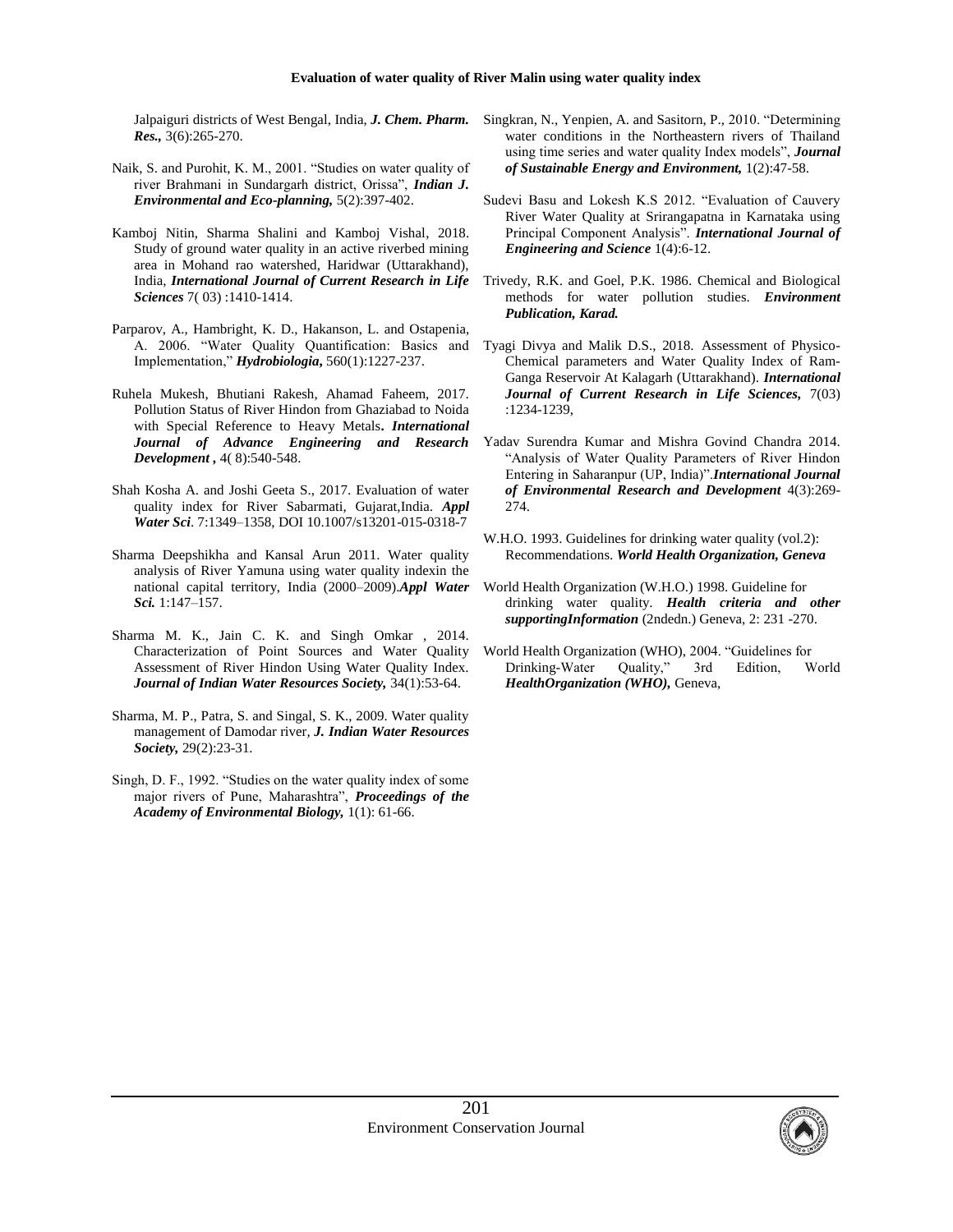Jalpaiguri districts of West Bengal, India, ***J. Chem. Pharm. Res.,*** 3(6):265-270.

Naik, S. and Purohit, K. M., 2001. "Studies on water quality of river Brahmani in Sundargarh district, Orissa", ***Indian J. Environmental and Eco-planning,*** 5(2):397-402.

Kamboj Nitin, Sharma Shalini and Kamboj Vishal, 2018. Study of ground water quality in an active riverbed mining area in Mohand rao watershed, Haridwar (Uttarakhand), India, ***International Journal of Current Research in Life Sciences*** 7( 03) :1410-1414.

Parparov, A., Hambright, K. D., Hakanson, L. and Ostapenia, A. 2006. "Water Quality Quantification: Basics and Implementation," ***Hydrobiologia,*** 560(1):1227-237.

Ruhela Mukesh, Bhutiani Rakesh, Ahamad Faheem, 2017. Pollution Status of River Hindon from Ghaziabad to Noida with Special Reference to Heavy Metals**.** ***International Journal of Advance Engineering and Research Development ,*** 4( 8):540-548.

Shah Kosha A. and Joshi Geeta S., 2017. Evaluation of water quality index for River Sabarmati, Gujarat,India. ***Appl Water Sci***. 7:1349–1358, DOI 10.1007/s13201-015-0318-7

Sharma Deepshikha and Kansal Arun 2011. Water quality analysis of River Yamuna using water quality indexin the national capital territory, India (2000–2009).***Appl Water Sci.*** 1:147–157.

Sharma M. K., Jain C. K. and Singh Omkar , 2014. Characterization of Point Sources and Water Quality Assessment of River Hindon Using Water Quality Index. ***Journal of Indian Water Resources Society,*** 34(1):53-64.

Sharma, M. P., Patra, S. and Singal, S. K., 2009. Water quality management of Damodar river, ***J. Indian Water Resources Society,*** 29(2):23-31.

Singh, D. F., 1992. "Studies on the water quality index of some major rivers of Pune, Maharashtra", ***Proceedings of the Academy of Environmental Biology,*** 1(1): 61-66.

Singkran, N., Yenpien, A. and Sasitorn, P., 2010. "Determining water conditions in the Northeastern rivers of Thailand using time series and water quality Index models", ***Journal of Sustainable Energy and Environment,*** 1(2):47-58.

Sudevi Basu and Lokesh K.S 2012. "Evaluation of Cauvery River Water Quality at Srirangapatna in Karnataka using Principal Component Analysis". ***International Journal of Engineering and Science*** 1(4):6-12.

Trivedy, R.K. and Goel, P.K. 1986. Chemical and Biological methods for water pollution studies. ***Environment Publication, Karad.***

Tyagi Divya and Malik D.S., 2018. Assessment of Physico-Chemical parameters and Water Quality Index of Ram-Ganga Reservoir At Kalagarh (Uttarakhand). ***International Journal of Current Research in Life Sciences,*** 7(03) :1234-1239,

Yadav Surendra Kumar and Mishra Govind Chandra 2014. "Analysis of Water Quality Parameters of River Hindon Entering in Saharanpur (UP, India)".***International Journal of Environmental Research and Development*** 4(3):269-274.

W.H.O. 1993. Guidelines for drinking water quality (vol.2): Recommendations. ***World Health Organization, Geneva***

World Health Organization (W.H.O.) 1998. Guideline for drinking water quality. ***Health criteria and other supportingInformation*** (2ndedn.) Geneva, 2: 231 -270.

World Health Organization (WHO), 2004. "Guidelines for Drinking-Water Quality," 3rd Edition, World ***HealthOrganization (WHO),*** Geneva,